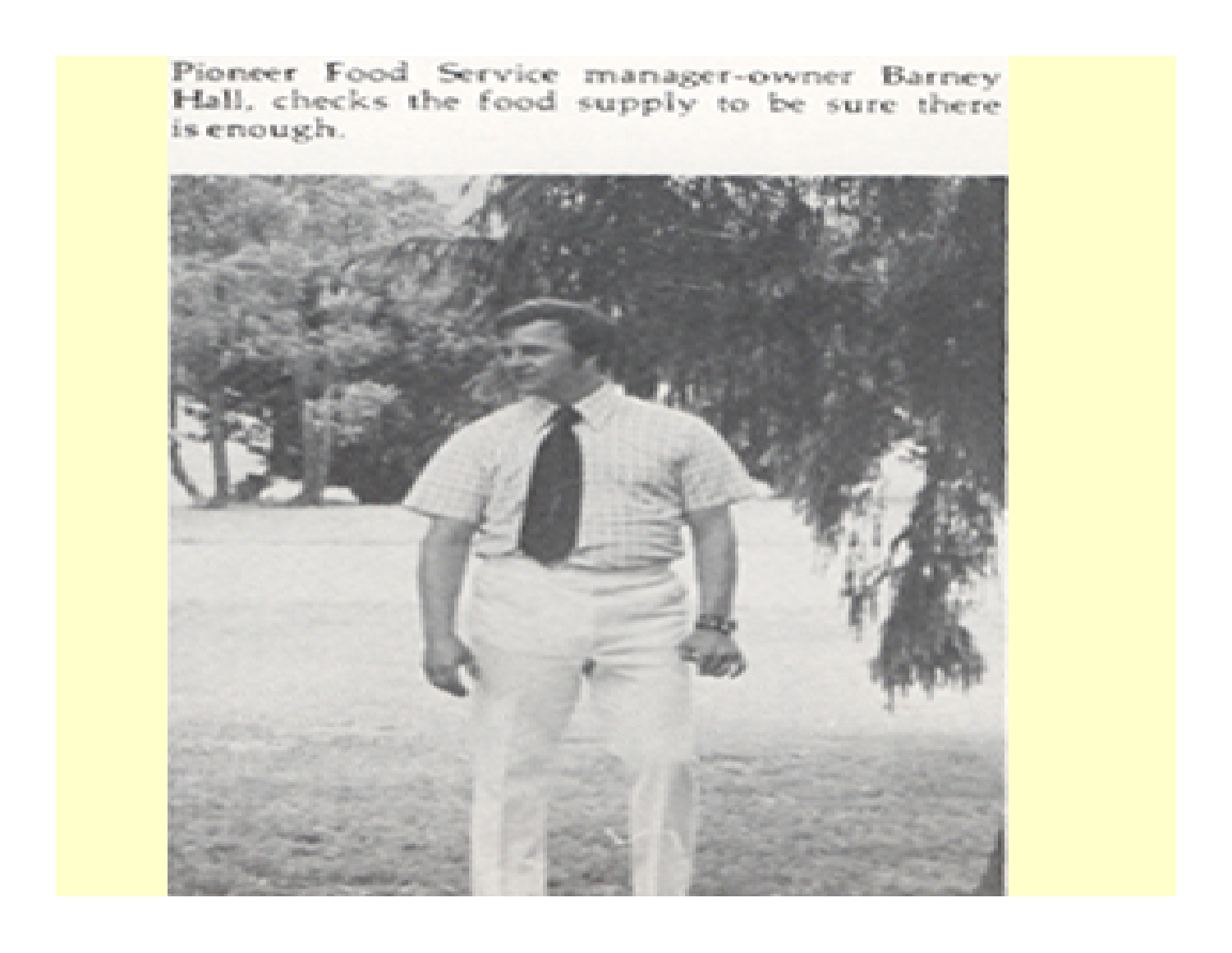Pioneer Food Service manager-owner Barney Hall, checks the food supply to be sure there is enough.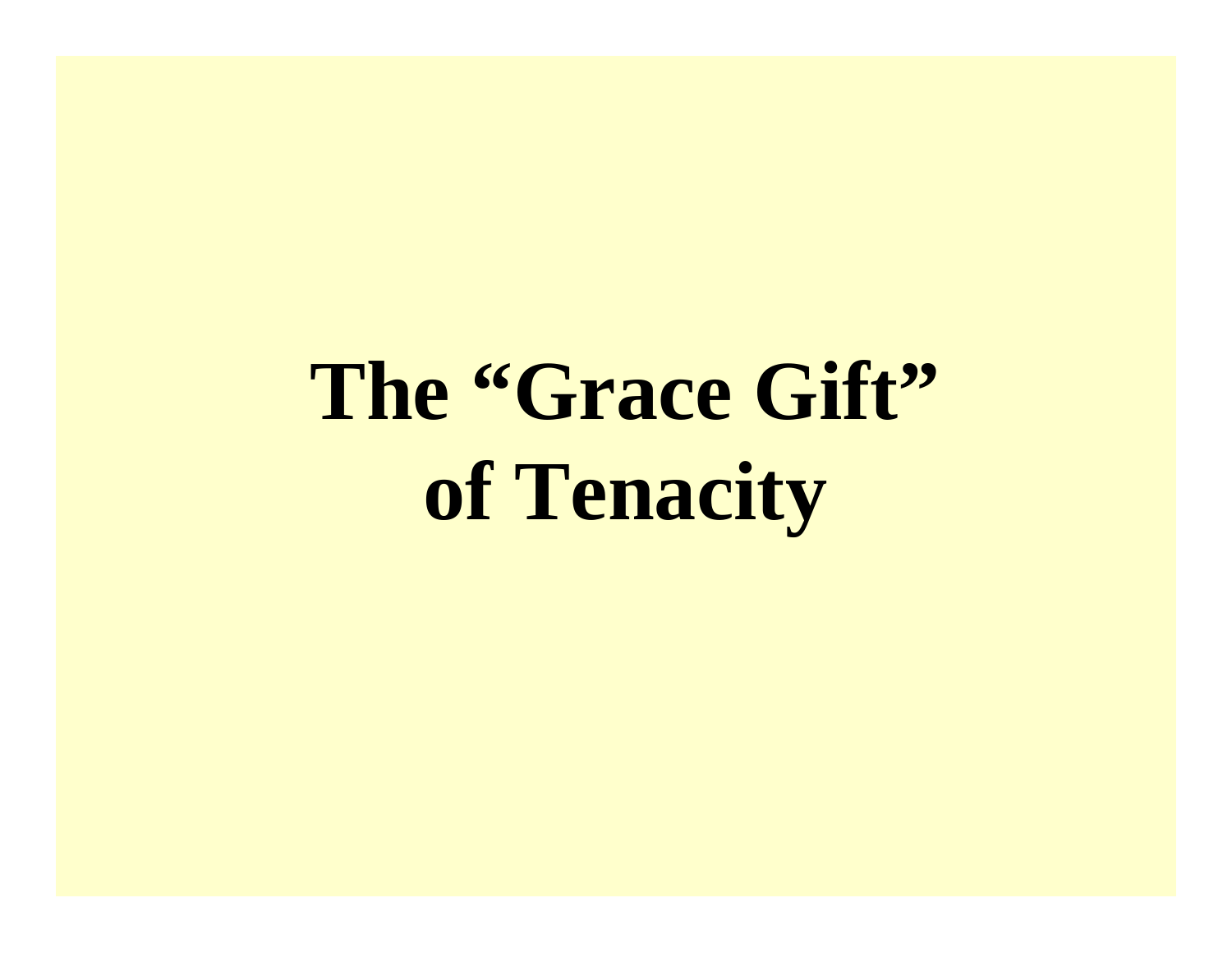# The "Grace Gift" of Tenacity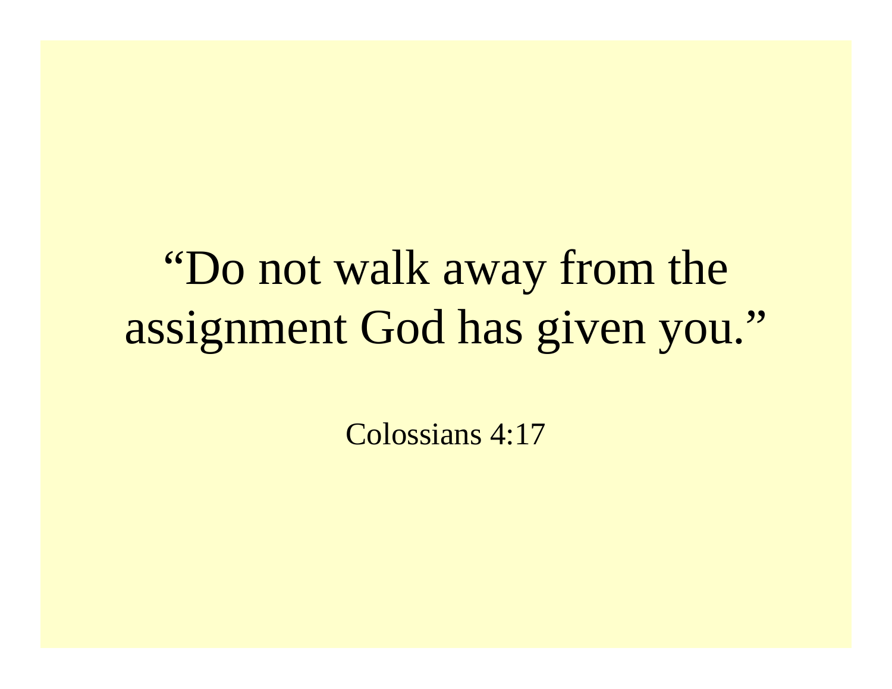“Do not walk away from the assignment God has given you.”

Colossians 4:17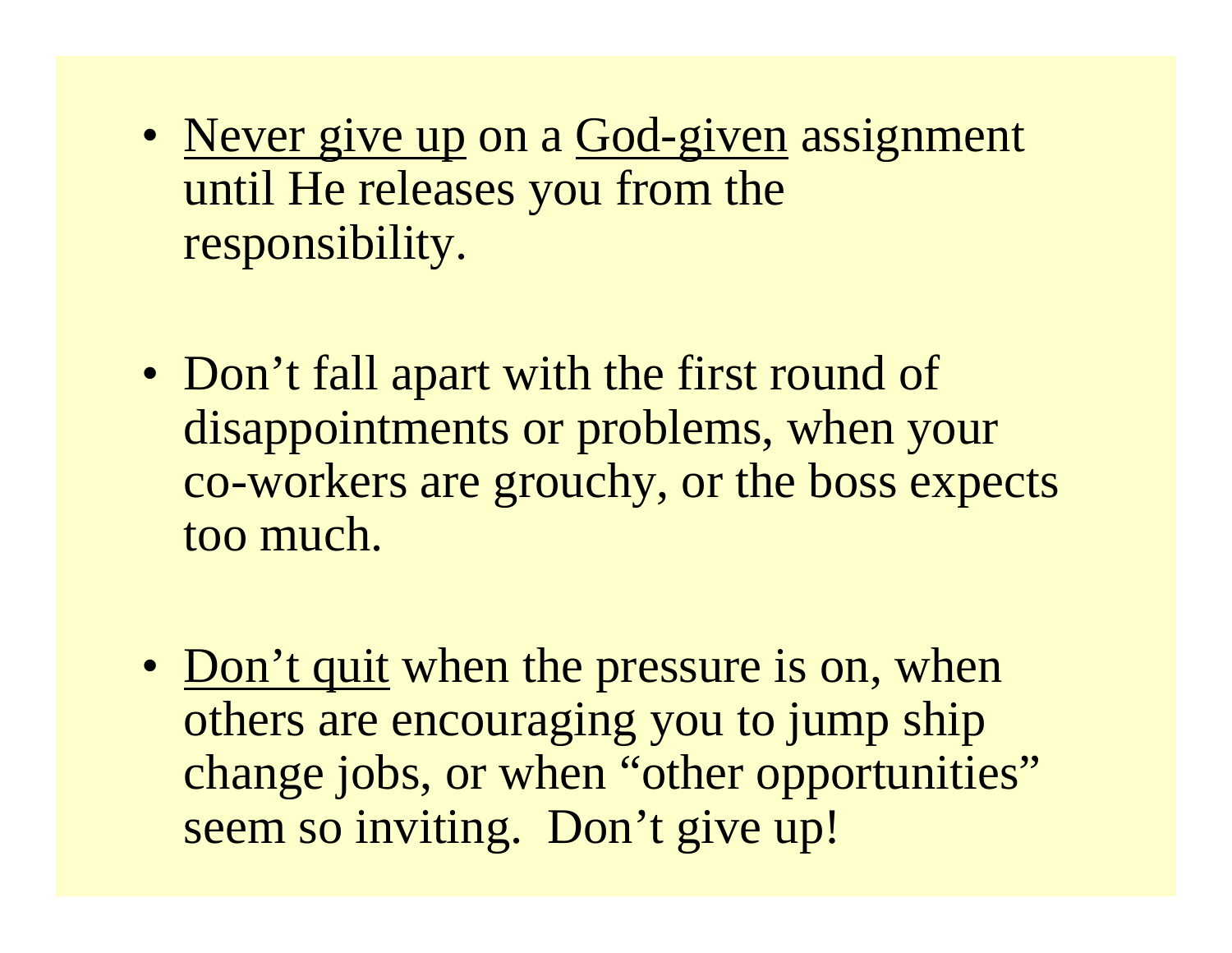- <u>Never give up</u> on a <u>God-given</u> assignment until He releases you from the responsibility.

- Don’t fall apart with the first round of disappointments or problems, when your co-workers are grouchy, or the boss expects too much.

- <u>Don’t quit</u> when the pressure is on, when others are encouraging you to jump ship change jobs, or when “other opportunities” seem so inviting. Don’t give up!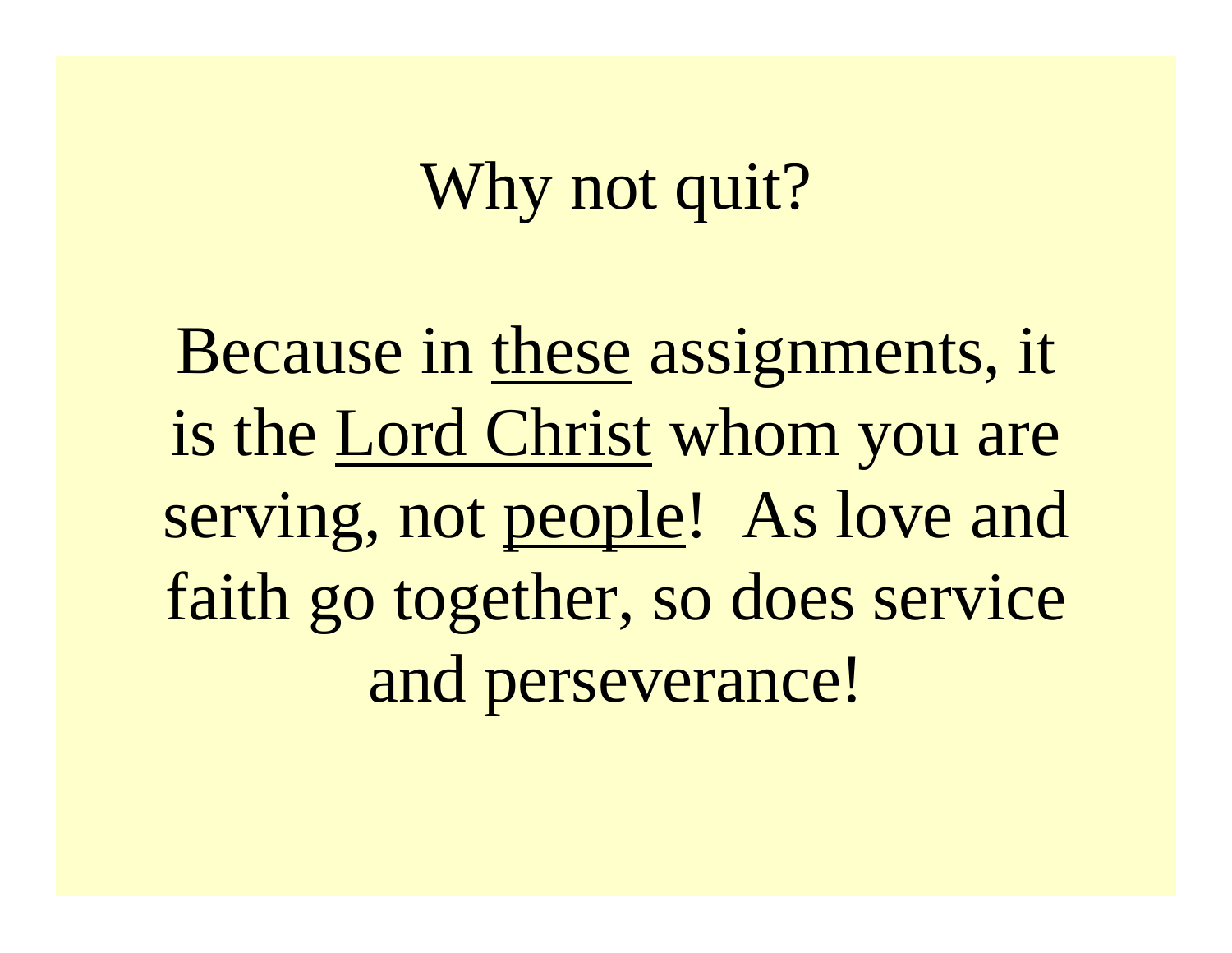# Why not quit?

Because in <u>these</u> assignments, it is the <u>Lord Christ</u> whom you are serving, not <u>people</u>! As love and faith go together, so does service and perseverance!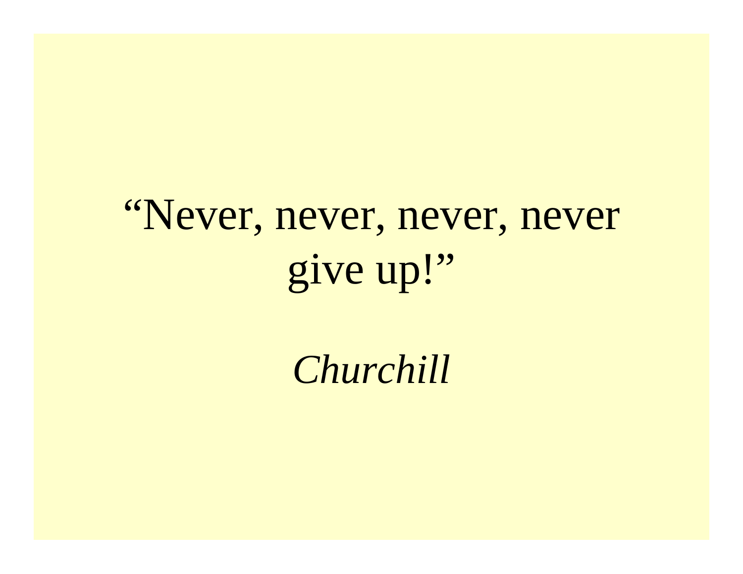“Never, never, never, never give up!”

*Churchill*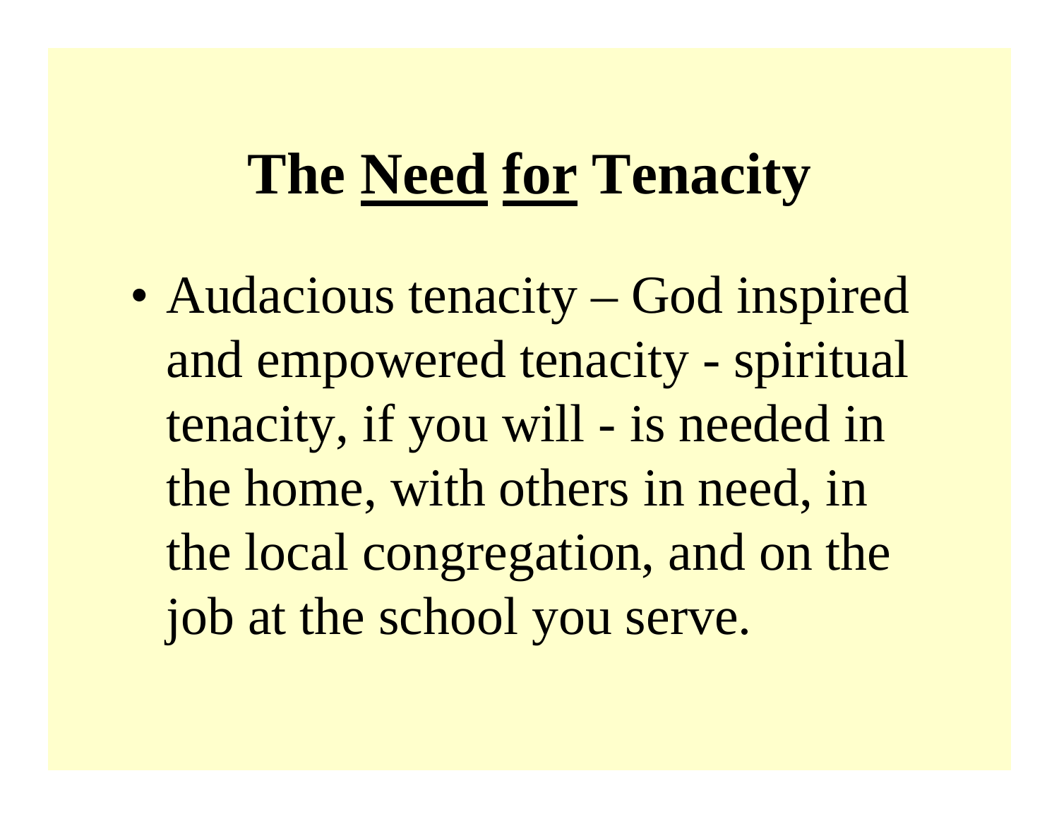# The <u>Need</u> <u>for</u> Tenacity

- Audacious tenacity – God inspired and empowered tenacity - spiritual tenacity, if you will - is needed in the home, with others in need, in the local congregation, and on the job at the school you serve.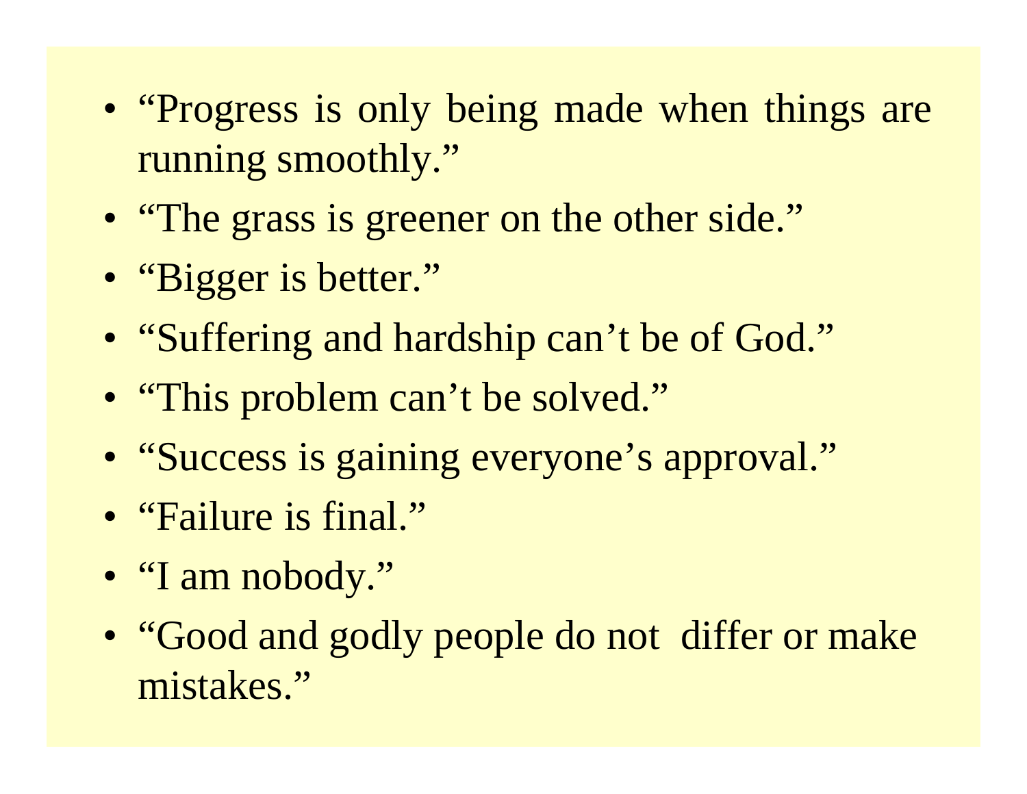- “Progress is only being made when things are running smoothly.”
- “The grass is greener on the other side.”
- “Bigger is better.”
- “Suffering and hardship can’t be of God.”
- “This problem can’t be solved.”
- “Success is gaining everyone’s approval.”
- “Failure is final.”
- “I am nobody.”
- “Good and godly people do not differ or make mistakes.”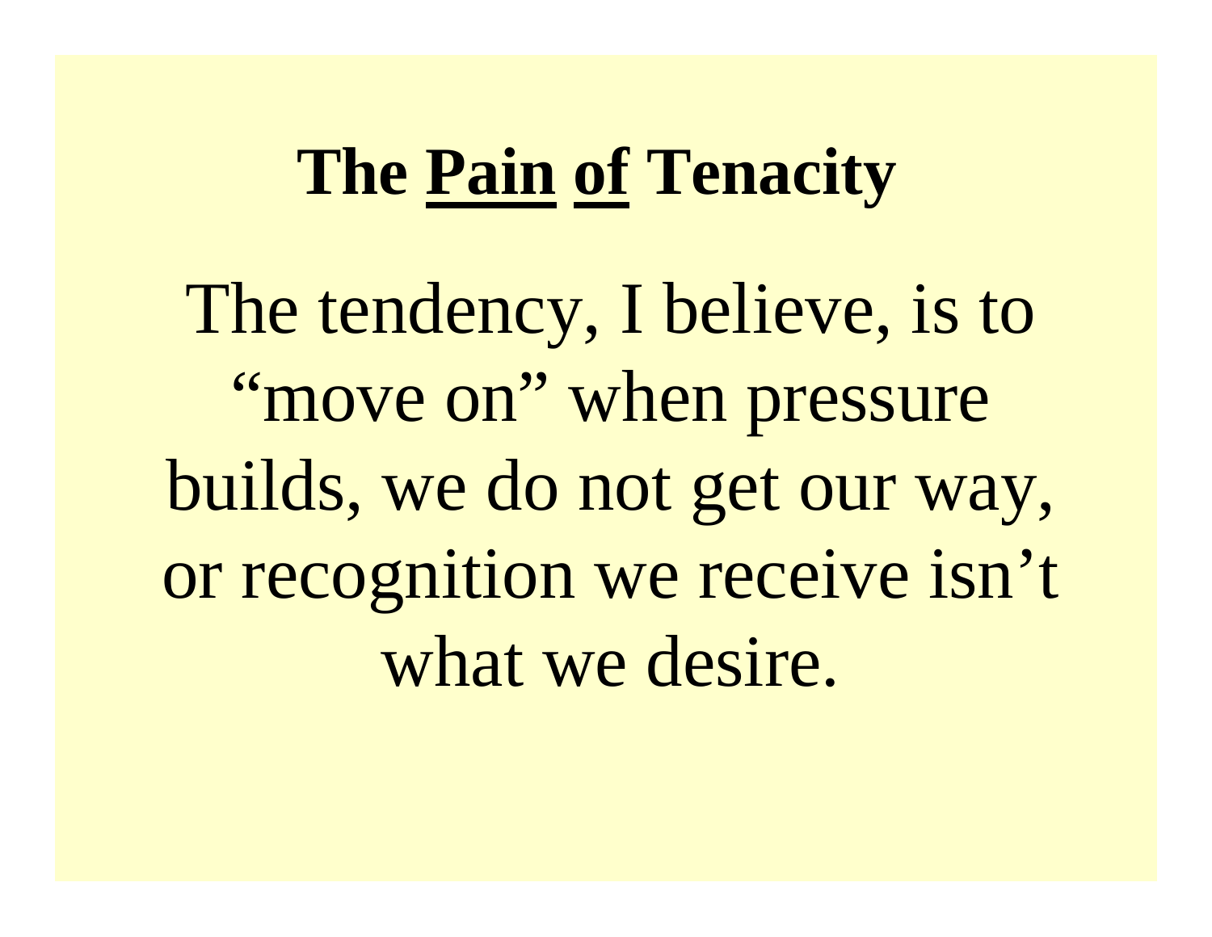# The Pain of Tenacity

The tendency, I believe, is to "move on" when pressure builds, we do not get our way, or recognition we receive isn't what we desire.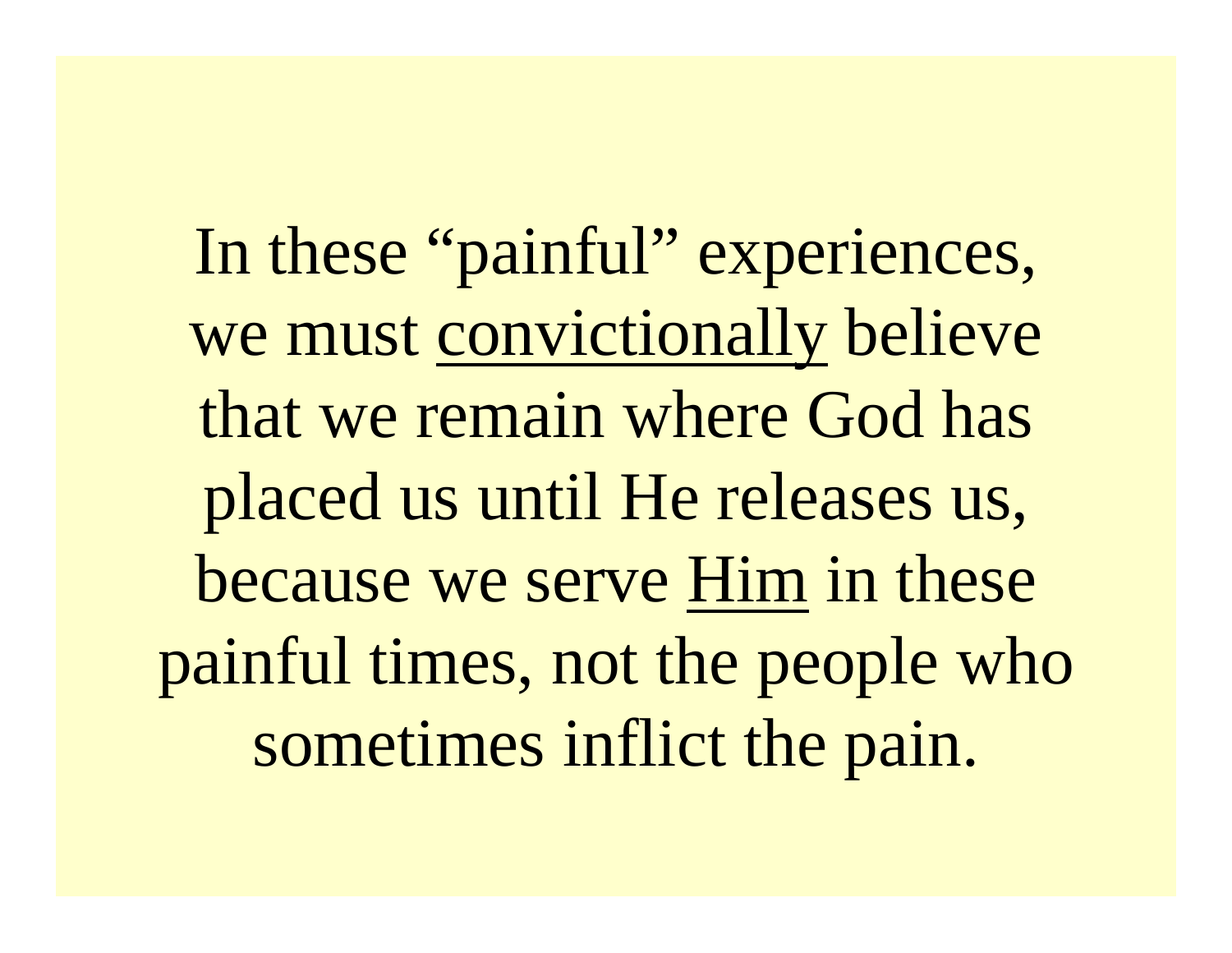In these “painful” experiences, we must <u>convictionally</u> believe that we remain where God has placed us until He releases us, because we serve <u>Him</u> in these painful times, not the people who sometimes inflict the pain.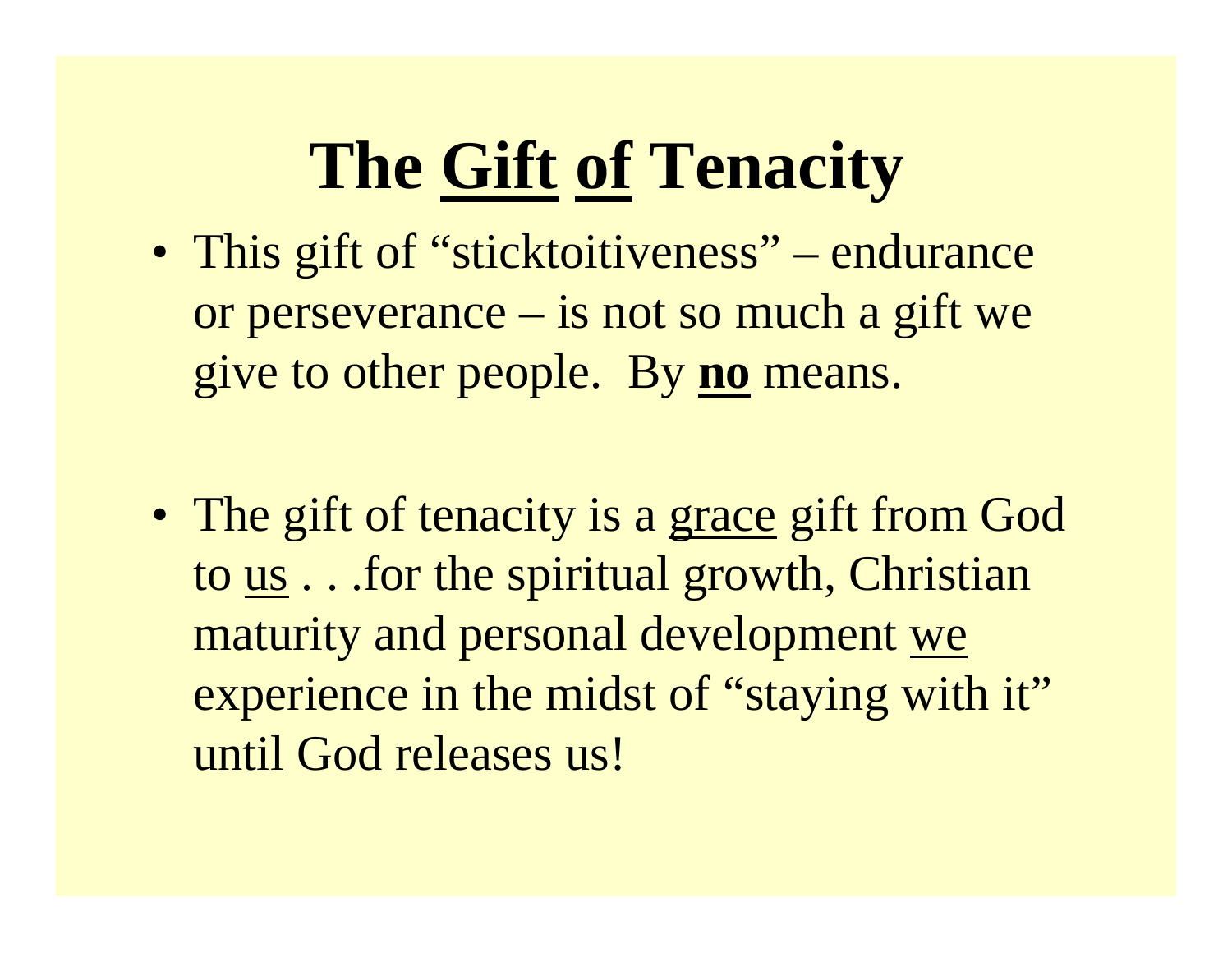# The <u>Gift</u> <u>of</u> Tenacity

- This gift of "sticktoitiveness" – endurance or perseverance – is not so much a gift we give to other people. By <u>**no**</u> means.

- The gift of tenacity is a <u>grace</u> gift from God to <u>us</u> . . .for the spiritual growth, Christian maturity and personal development <u>we</u> experience in the midst of "staying with it" until God releases us!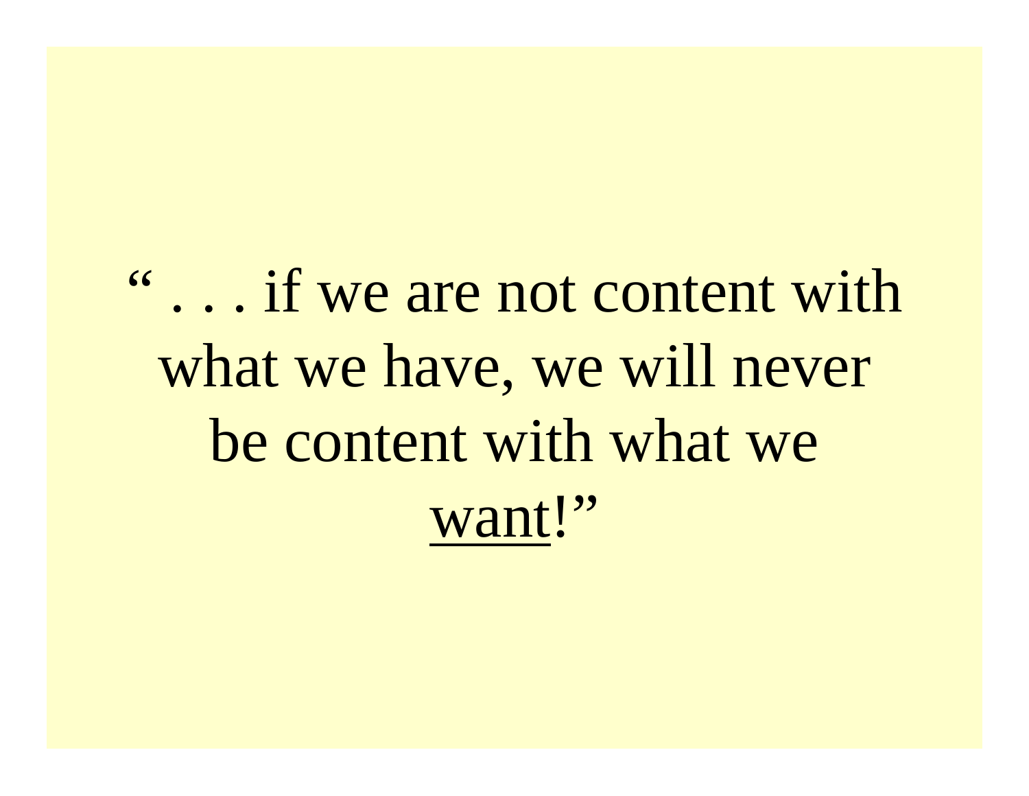" . . . if we are not content with what we have, we will never be content with what we <u>want</u>!"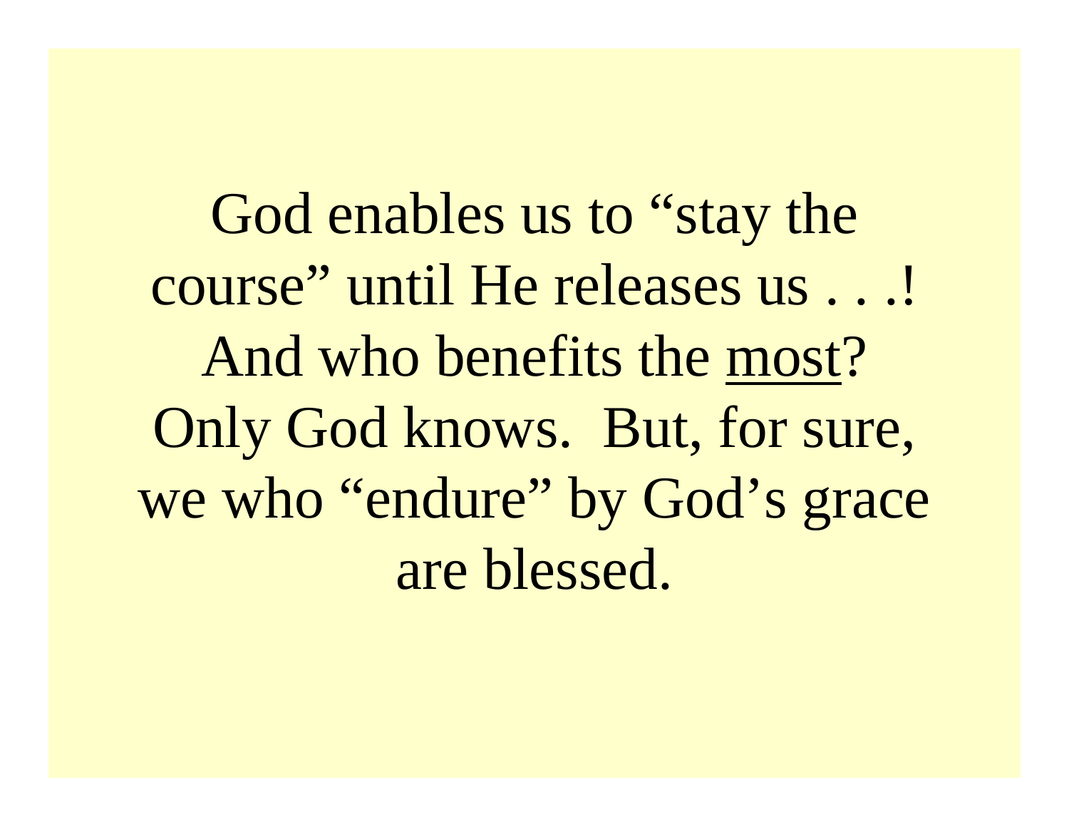God enables us to “stay the course” until He releases us . . .! And who benefits the <u>most</u>? Only God knows. But, for sure, we who “endure” by God’s grace are blessed.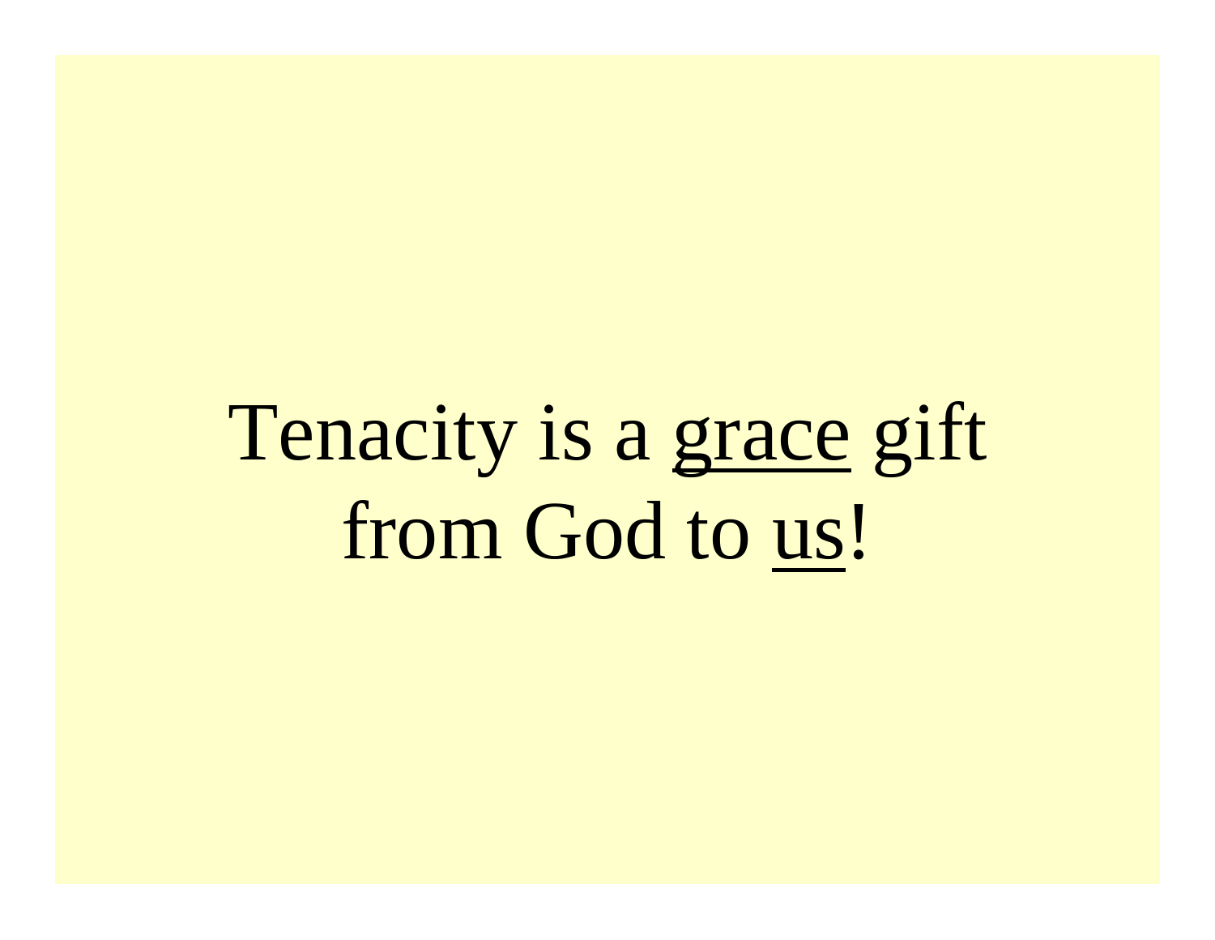Tenacity is a <u>grace</u> gift from God to <u>us</u>!